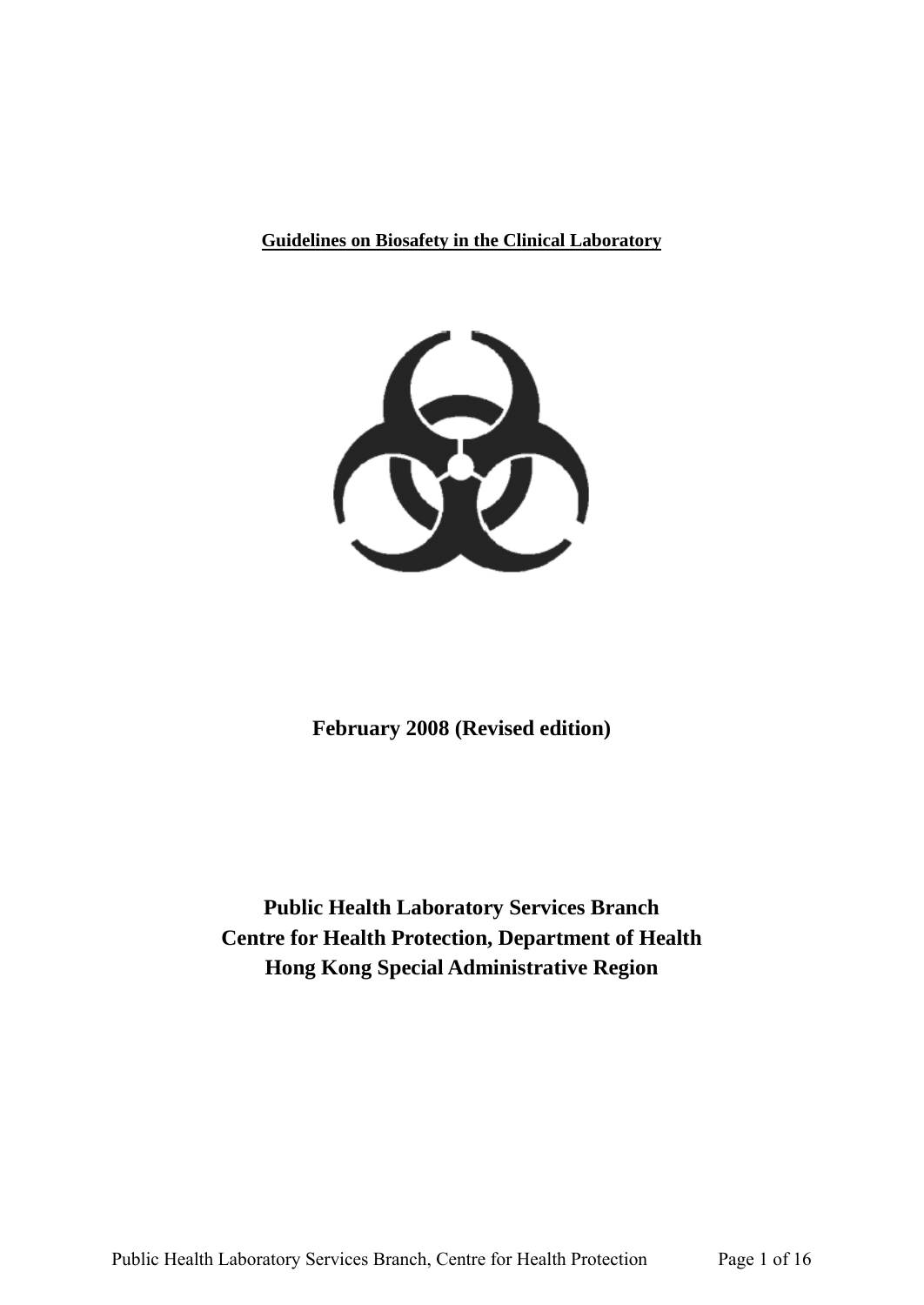# Guidelines on Biosafety in the Clinical Laboratory

**February 2008 (Revised edition)**

**Public Health Laboratory Services Branch**
**Centre for Health Protection, Department of Health**
**Hong Kong Special Administrative Region**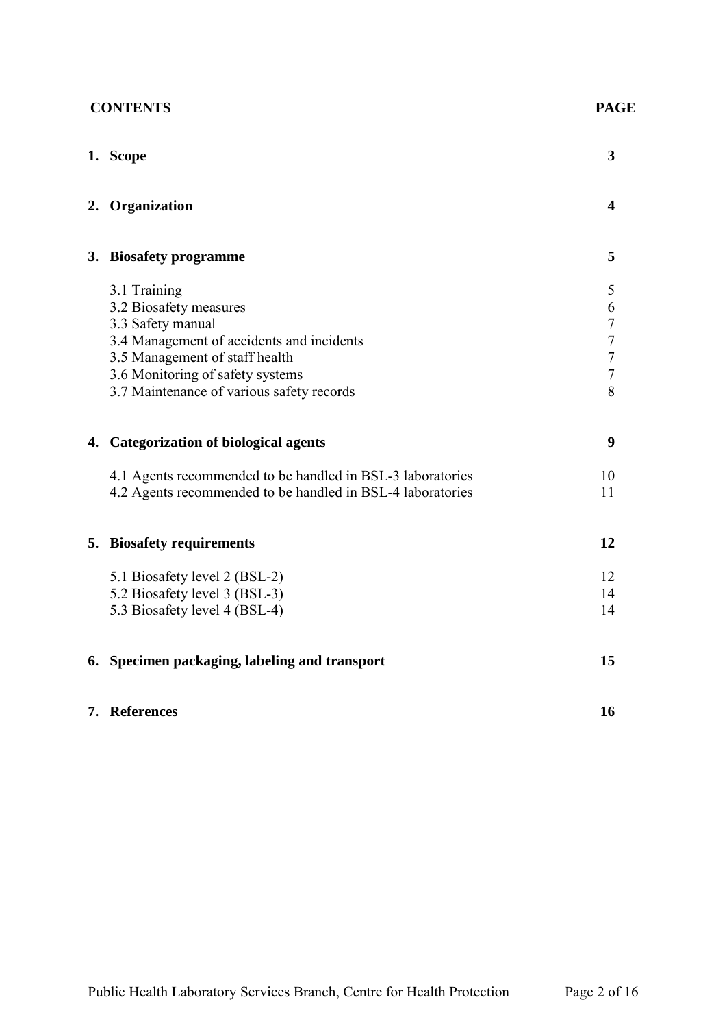| **CONTENTS** | **PAGE** |
|---|---|
| **1. Scope** | **3** |
| **2. Organization** | **4** |
| **3. Biosafety programme** | **5** |
| 3.1 Training | 5 |
| 3.2 Biosafety measures | 6 |
| 3.3 Safety manual | 7 |
| 3.4 Management of accidents and incidents | 7 |
| 3.5 Management of staff health | 7 |
| 3.6 Monitoring of safety systems | 7 |
| 3.7 Maintenance of various safety records | 8 |
| **4. Categorization of biological agents** | **9** |
| 4.1 Agents recommended to be handled in BSL-3 laboratories | 10 |
| 4.2 Agents recommended to be handled in BSL-4 laboratories | 11 |
| **5. Biosafety requirements** | **12** |
| 5.1 Biosafety level 2 (BSL-2) | 12 |
| 5.2 Biosafety level 3 (BSL-3) | 14 |
| 5.3 Biosafety level 4 (BSL-4) | 14 |
| **6. Specimen packaging, labeling and transport** | **15** |
| **7. References** | **16** |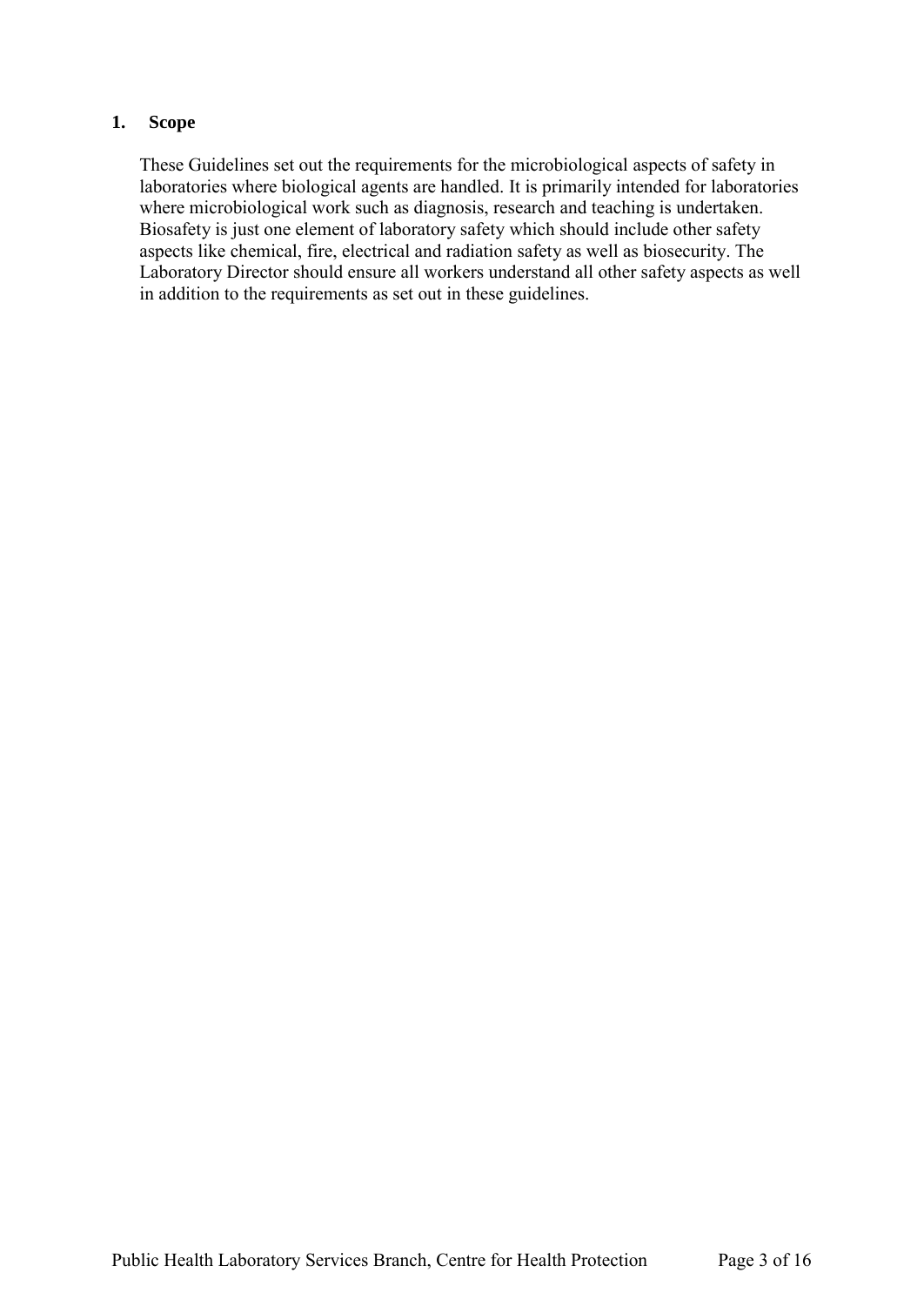## 1. Scope

These Guidelines set out the requirements for the microbiological aspects of safety in laboratories where biological agents are handled. It is primarily intended for laboratories where microbiological work such as diagnosis, research and teaching is undertaken. Biosafety is just one element of laboratory safety which should include other safety aspects like chemical, fire, electrical and radiation safety as well as biosecurity. The Laboratory Director should ensure all workers understand all other safety aspects as well in addition to the requirements as set out in these guidelines.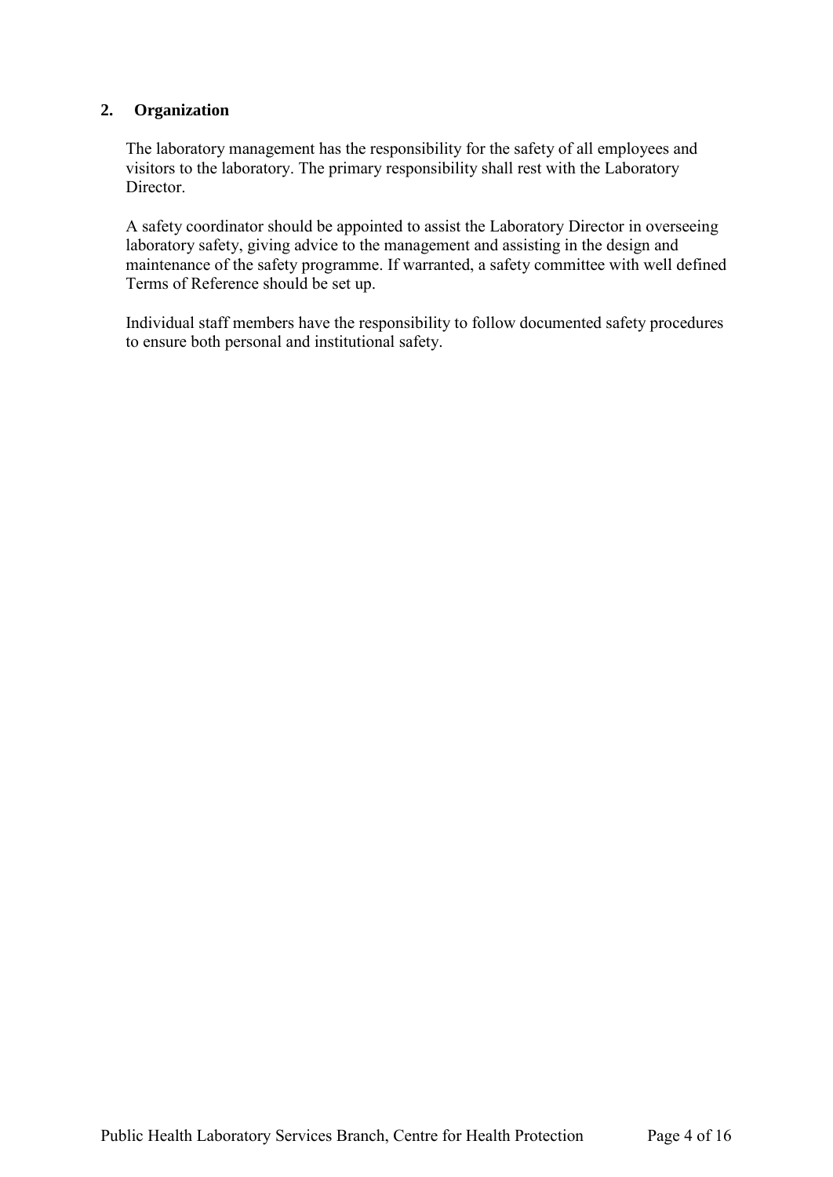## 2. Organization

The laboratory management has the responsibility for the safety of all employees and visitors to the laboratory. The primary responsibility shall rest with the Laboratory Director.

A safety coordinator should be appointed to assist the Laboratory Director in overseeing laboratory safety, giving advice to the management and assisting in the design and maintenance of the safety programme. If warranted, a safety committee with well defined Terms of Reference should be set up.

Individual staff members have the responsibility to follow documented safety procedures to ensure both personal and institutional safety.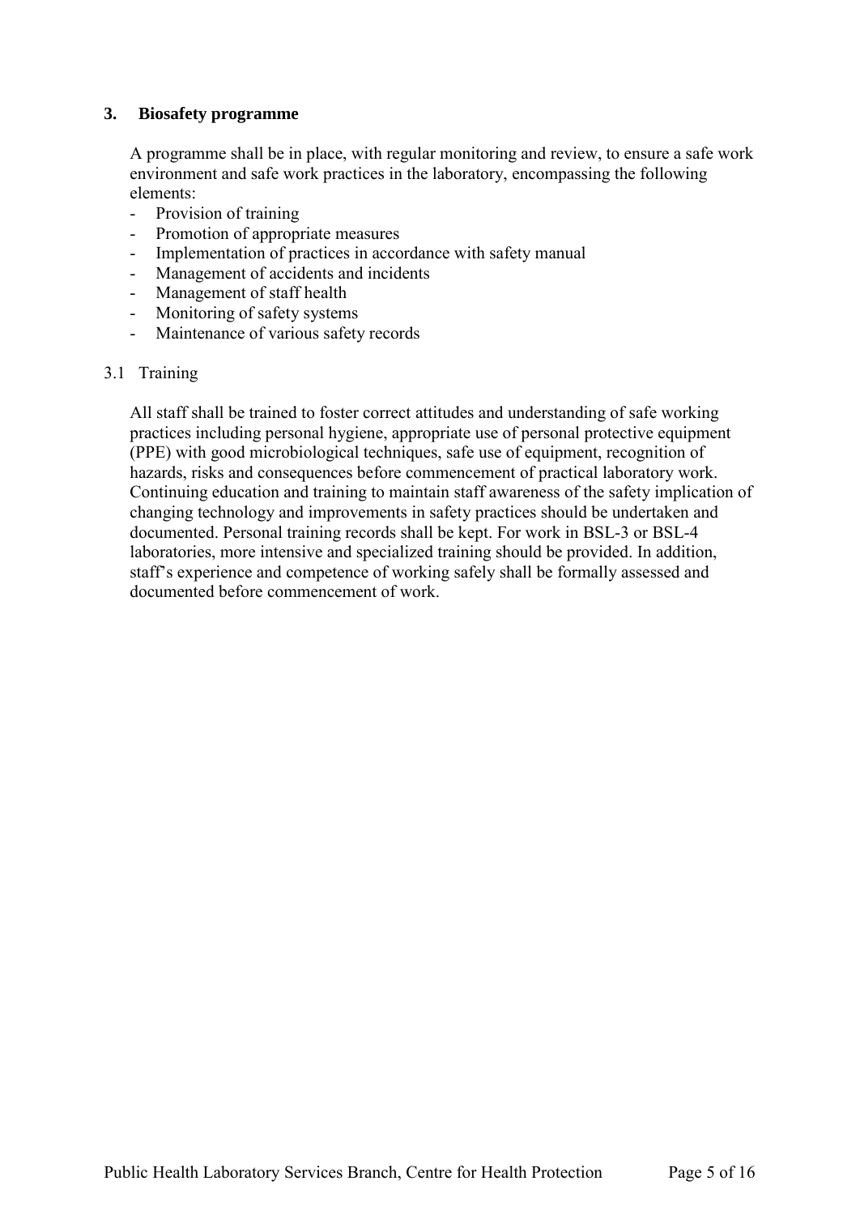## 3. Biosafety programme

A programme shall be in place, with regular monitoring and review, to ensure a safe work environment and safe work practices in the laboratory, encompassing the following elements:

- Provision of training
- Promotion of appropriate measures
- Implementation of practices in accordance with safety manual
- Management of accidents and incidents
- Management of staff health
- Monitoring of safety systems
- Maintenance of various safety records

### 3.1 Training

All staff shall be trained to foster correct attitudes and understanding of safe working practices including personal hygiene, appropriate use of personal protective equipment (PPE) with good microbiological techniques, safe use of equipment, recognition of hazards, risks and consequences before commencement of practical laboratory work. Continuing education and training to maintain staff awareness of the safety implication of changing technology and improvements in safety practices should be undertaken and documented. Personal training records shall be kept. For work in BSL-3 or BSL-4 laboratories, more intensive and specialized training should be provided. In addition, staff's experience and competence of working safely shall be formally assessed and documented before commencement of work.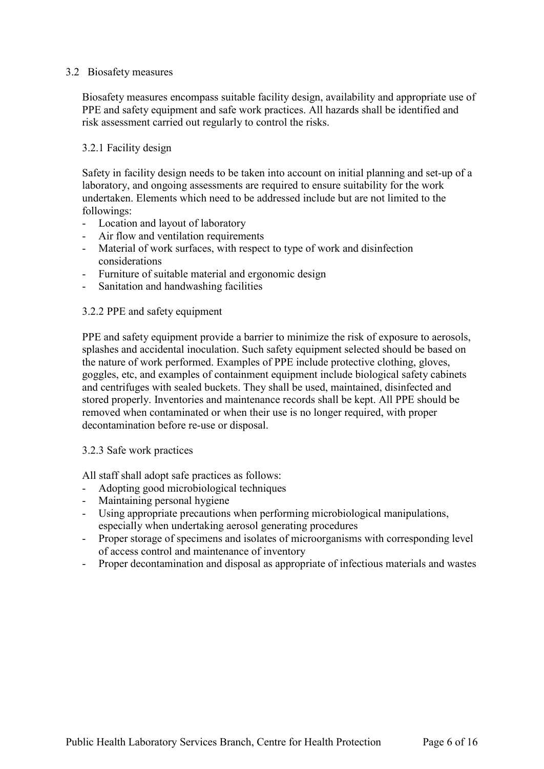## 3.2 Biosafety measures

Biosafety measures encompass suitable facility design, availability and appropriate use of PPE and safety equipment and safe work practices. All hazards shall be identified and risk assessment carried out regularly to control the risks.

### 3.2.1 Facility design

Safety in facility design needs to be taken into account on initial planning and set-up of a laboratory, and ongoing assessments are required to ensure suitability for the work undertaken. Elements which need to be addressed include but are not limited to the followings:

- Location and layout of laboratory
- Air flow and ventilation requirements
- Material of work surfaces, with respect to type of work and disinfection considerations
- Furniture of suitable material and ergonomic design
- Sanitation and handwashing facilities

### 3.2.2 PPE and safety equipment

PPE and safety equipment provide a barrier to minimize the risk of exposure to aerosols, splashes and accidental inoculation. Such safety equipment selected should be based on the nature of work performed. Examples of PPE include protective clothing, gloves, goggles, etc, and examples of containment equipment include biological safety cabinets and centrifuges with sealed buckets. They shall be used, maintained, disinfected and stored properly. Inventories and maintenance records shall be kept. All PPE should be removed when contaminated or when their use is no longer required, with proper decontamination before re-use or disposal.

### 3.2.3 Safe work practices

All staff shall adopt safe practices as follows:

- Adopting good microbiological techniques
- Maintaining personal hygiene
- Using appropriate precautions when performing microbiological manipulations, especially when undertaking aerosol generating procedures
- Proper storage of specimens and isolates of microorganisms with corresponding level of access control and maintenance of inventory
- Proper decontamination and disposal as appropriate of infectious materials and wastes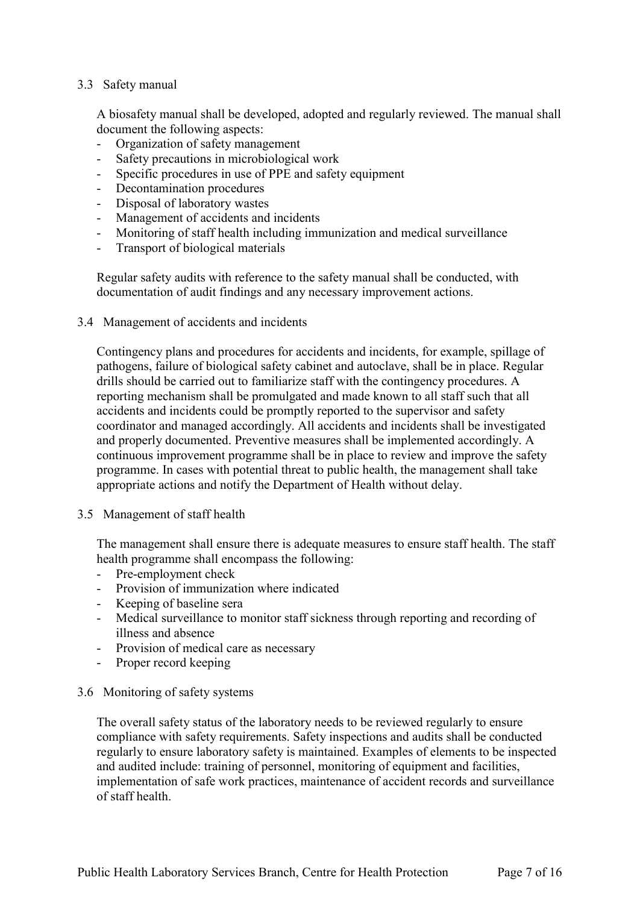### 3.3 Safety manual

A biosafety manual shall be developed, adopted and regularly reviewed. The manual shall document the following aspects:

- Organization of safety management
- Safety precautions in microbiological work
- Specific procedures in use of PPE and safety equipment
- Decontamination procedures
- Disposal of laboratory wastes
- Management of accidents and incidents
- Monitoring of staff health including immunization and medical surveillance
- Transport of biological materials

Regular safety audits with reference to the safety manual shall be conducted, with documentation of audit findings and any necessary improvement actions.

### 3.4 Management of accidents and incidents

Contingency plans and procedures for accidents and incidents, for example, spillage of pathogens, failure of biological safety cabinet and autoclave, shall be in place. Regular drills should be carried out to familiarize staff with the contingency procedures. A reporting mechanism shall be promulgated and made known to all staff such that all accidents and incidents could be promptly reported to the supervisor and safety coordinator and managed accordingly. All accidents and incidents shall be investigated and properly documented. Preventive measures shall be implemented accordingly. A continuous improvement programme shall be in place to review and improve the safety programme. In cases with potential threat to public health, the management shall take appropriate actions and notify the Department of Health without delay.

### 3.5 Management of staff health

The management shall ensure there is adequate measures to ensure staff health. The staff health programme shall encompass the following:

- Pre-employment check
- Provision of immunization where indicated
- Keeping of baseline sera
- Medical surveillance to monitor staff sickness through reporting and recording of illness and absence
- Provision of medical care as necessary
- Proper record keeping

### 3.6 Monitoring of safety systems

The overall safety status of the laboratory needs to be reviewed regularly to ensure compliance with safety requirements. Safety inspections and audits shall be conducted regularly to ensure laboratory safety is maintained. Examples of elements to be inspected and audited include: training of personnel, monitoring of equipment and facilities, implementation of safe work practices, maintenance of accident records and surveillance of staff health.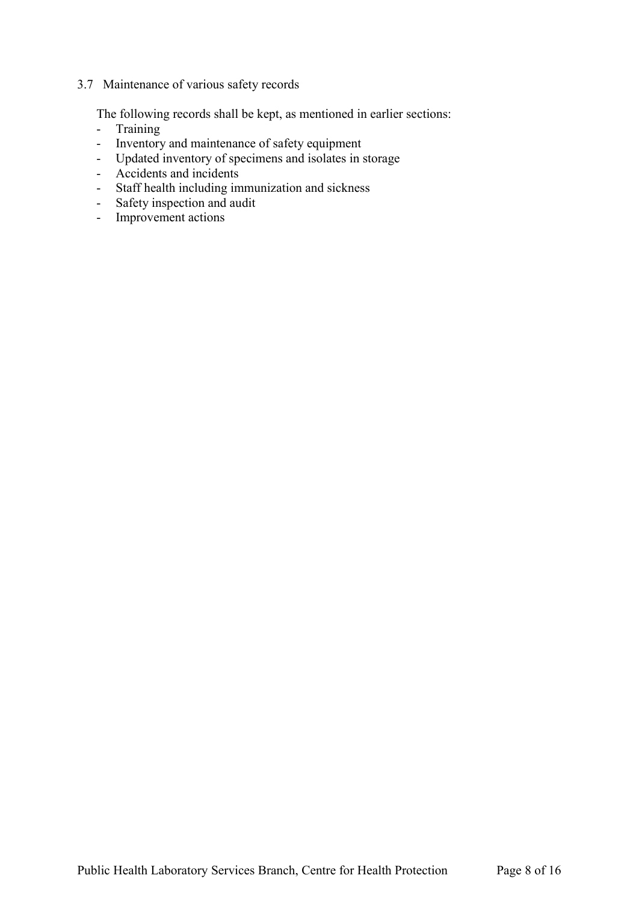### 3.7 Maintenance of various safety records

The following records shall be kept, as mentioned in earlier sections:

- Training
- Inventory and maintenance of safety equipment
- Updated inventory of specimens and isolates in storage
- Accidents and incidents
- Staff health including immunization and sickness
- Safety inspection and audit
- Improvement actions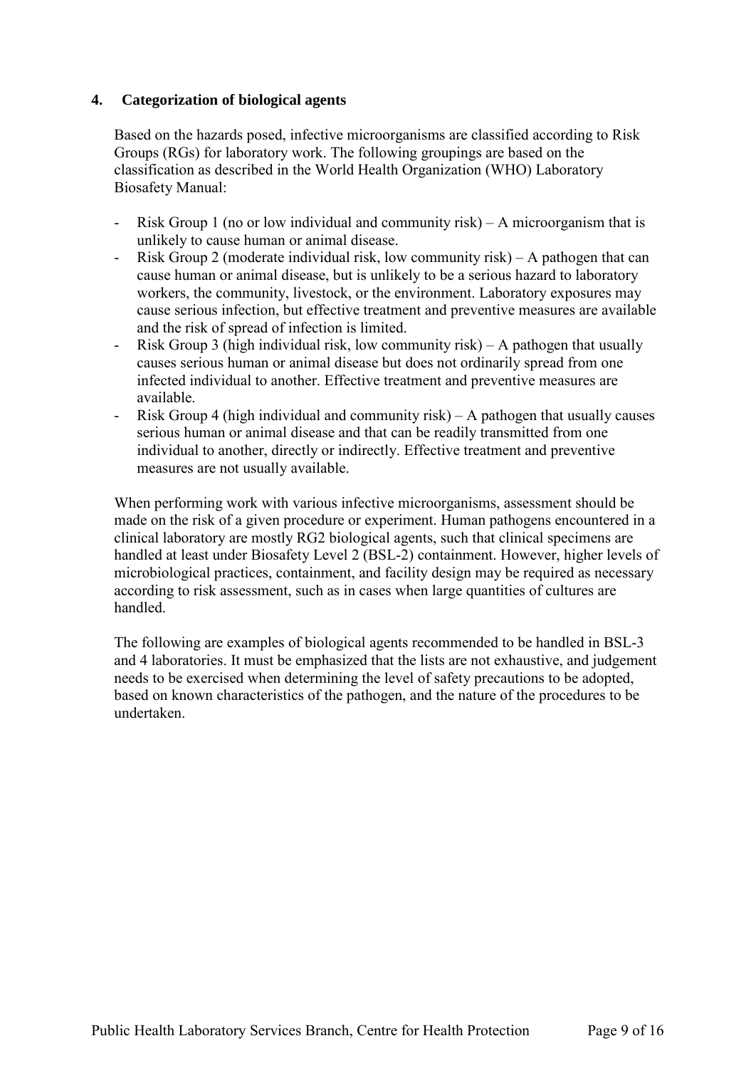## 4. Categorization of biological agents

Based on the hazards posed, infective microorganisms are classified according to Risk Groups (RGs) for laboratory work. The following groupings are based on the classification as described in the World Health Organization (WHO) Laboratory Biosafety Manual:

- Risk Group 1 (no or low individual and community risk) – A microorganism that is unlikely to cause human or animal disease.
- Risk Group 2 (moderate individual risk, low community risk) – A pathogen that can cause human or animal disease, but is unlikely to be a serious hazard to laboratory workers, the community, livestock, or the environment. Laboratory exposures may cause serious infection, but effective treatment and preventive measures are available and the risk of spread of infection is limited.
- Risk Group 3 (high individual risk, low community risk) – A pathogen that usually causes serious human or animal disease but does not ordinarily spread from one infected individual to another. Effective treatment and preventive measures are available.
- Risk Group 4 (high individual and community risk) – A pathogen that usually causes serious human or animal disease and that can be readily transmitted from one individual to another, directly or indirectly. Effective treatment and preventive measures are not usually available.

When performing work with various infective microorganisms, assessment should be made on the risk of a given procedure or experiment. Human pathogens encountered in a clinical laboratory are mostly RG2 biological agents, such that clinical specimens are handled at least under Biosafety Level 2 (BSL-2) containment. However, higher levels of microbiological practices, containment, and facility design may be required as necessary according to risk assessment, such as in cases when large quantities of cultures are handled.

The following are examples of biological agents recommended to be handled in BSL-3 and 4 laboratories. It must be emphasized that the lists are not exhaustive, and judgement needs to be exercised when determining the level of safety precautions to be adopted, based on known characteristics of the pathogen, and the nature of the procedures to be undertaken.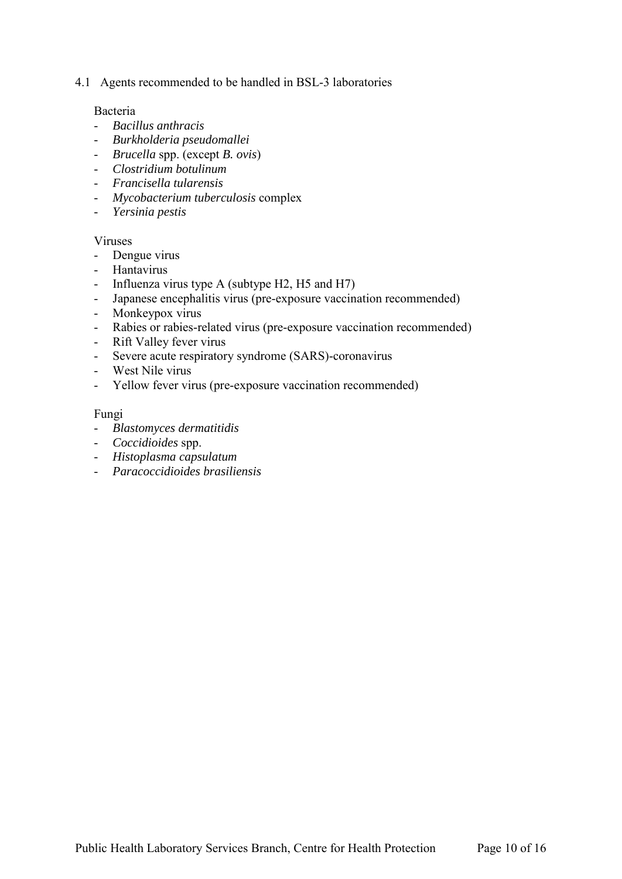### 4.1 Agents recommended to be handled in BSL-3 laboratories

Bacteria

- *Bacillus anthracis*
- *Burkholderia pseudomallei*
- *Brucella* spp. (except *B. ovis*)
- *Clostridium botulinum*
- *Francisella tularensis*
- *Mycobacterium tuberculosis* complex
- *Yersinia pestis*

Viruses

- Dengue virus
- Hantavirus
- Influenza virus type A (subtype H2, H5 and H7)
- Japanese encephalitis virus (pre-exposure vaccination recommended)
- Monkeypox virus
- Rabies or rabies-related virus (pre-exposure vaccination recommended)
- Rift Valley fever virus
- Severe acute respiratory syndrome (SARS)-coronavirus
- West Nile virus
- Yellow fever virus (pre-exposure vaccination recommended)

Fungi

- *Blastomyces dermatitidis*
- *Coccidioides* spp.
- *Histoplasma capsulatum*
- *Paracoccidioides brasiliensis*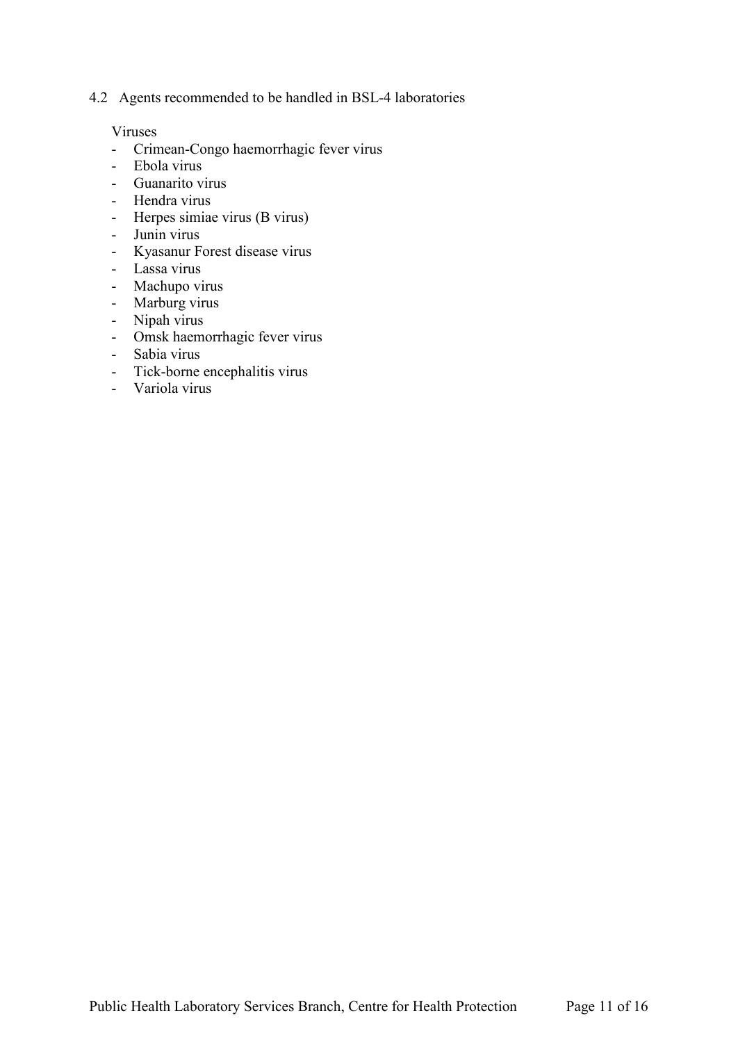## 4.2 Agents recommended to be handled in BSL-4 laboratories

Viruses

- Crimean-Congo haemorrhagic fever virus
- Ebola virus
- Guanarito virus
- Hendra virus
- Herpes simiae virus (B virus)
- Junin virus
- Kyasanur Forest disease virus
- Lassa virus
- Machupo virus
- Marburg virus
- Nipah virus
- Omsk haemorrhagic fever virus
- Sabia virus
- Tick-borne encephalitis virus
- Variola virus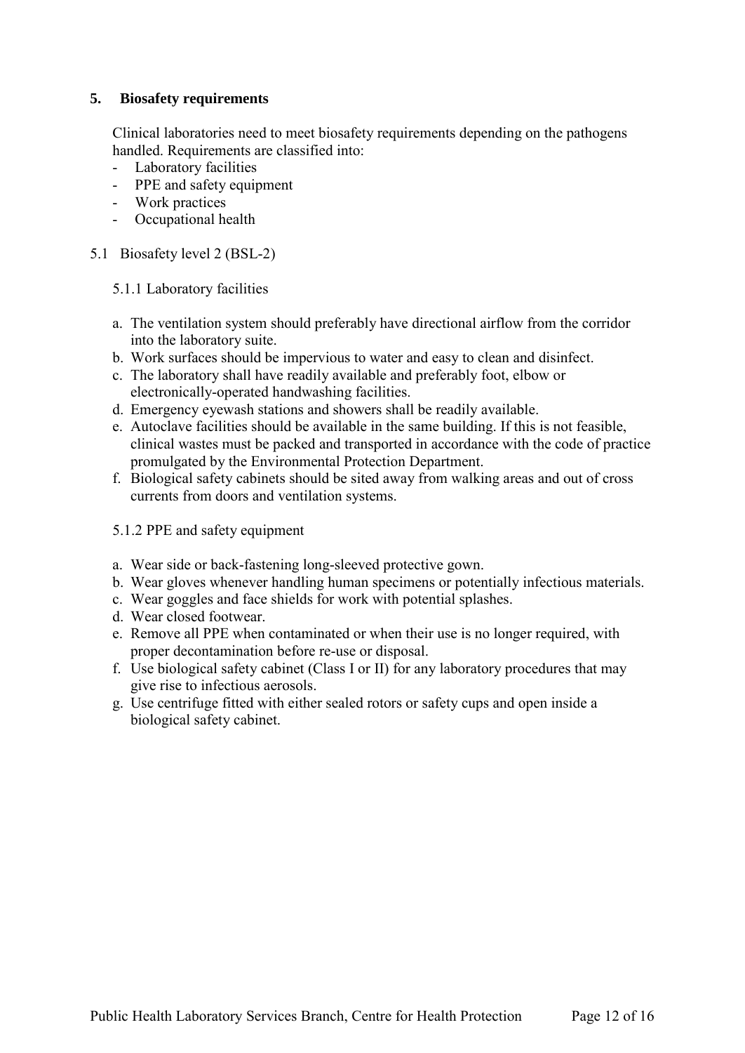## 5. Biosafety requirements

Clinical laboratories need to meet biosafety requirements depending on the pathogens handled. Requirements are classified into:

- Laboratory facilities
- PPE and safety equipment
- Work practices
- Occupational health

### 5.1 Biosafety level 2 (BSL-2)

#### 5.1.1 Laboratory facilities

a. The ventilation system should preferably have directional airflow from the corridor into the laboratory suite.
b. Work surfaces should be impervious to water and easy to clean and disinfect.
c. The laboratory shall have readily available and preferably foot, elbow or electronically-operated handwashing facilities.
d. Emergency eyewash stations and showers shall be readily available.
e. Autoclave facilities should be available in the same building. If this is not feasible, clinical wastes must be packed and transported in accordance with the code of practice promulgated by the Environmental Protection Department.
f. Biological safety cabinets should be sited away from walking areas and out of cross currents from doors and ventilation systems.

#### 5.1.2 PPE and safety equipment

a. Wear side or back-fastening long-sleeved protective gown.
b. Wear gloves whenever handling human specimens or potentially infectious materials.
c. Wear goggles and face shields for work with potential splashes.
d. Wear closed footwear.
e. Remove all PPE when contaminated or when their use is no longer required, with proper decontamination before re-use or disposal.
f. Use biological safety cabinet (Class I or II) for any laboratory procedures that may give rise to infectious aerosols.
g. Use centrifuge fitted with either sealed rotors or safety cups and open inside a biological safety cabinet.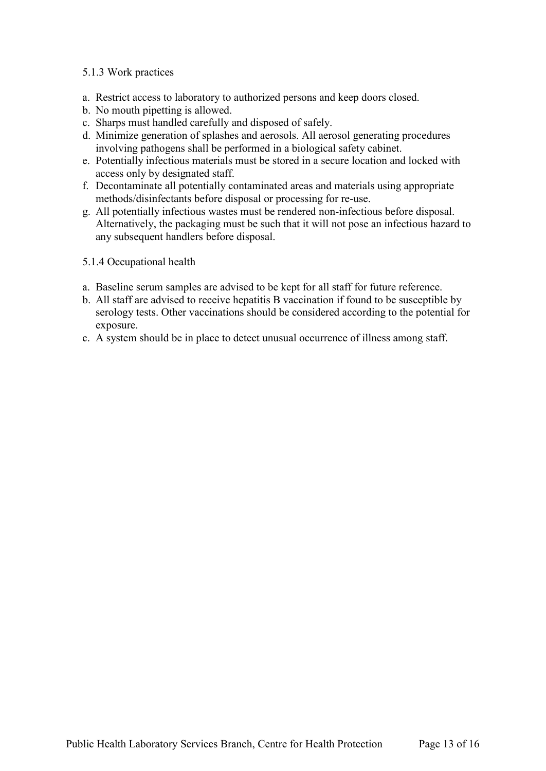#### 5.1.3 Work practices

a. Restrict access to laboratory to authorized persons and keep doors closed.
b. No mouth pipetting is allowed.
c. Sharps must handled carefully and disposed of safely.
d. Minimize generation of splashes and aerosols. All aerosol generating procedures involving pathogens shall be performed in a biological safety cabinet.
e. Potentially infectious materials must be stored in a secure location and locked with access only by designated staff.
f. Decontaminate all potentially contaminated areas and materials using appropriate methods/disinfectants before disposal or processing for re-use.
g. All potentially infectious wastes must be rendered non-infectious before disposal. Alternatively, the packaging must be such that it will not pose an infectious hazard to any subsequent handlers before disposal.

#### 5.1.4 Occupational health

a. Baseline serum samples are advised to be kept for all staff for future reference.
b. All staff are advised to receive hepatitis B vaccination if found to be susceptible by serology tests. Other vaccinations should be considered according to the potential for exposure.
c. A system should be in place to detect unusual occurrence of illness among staff.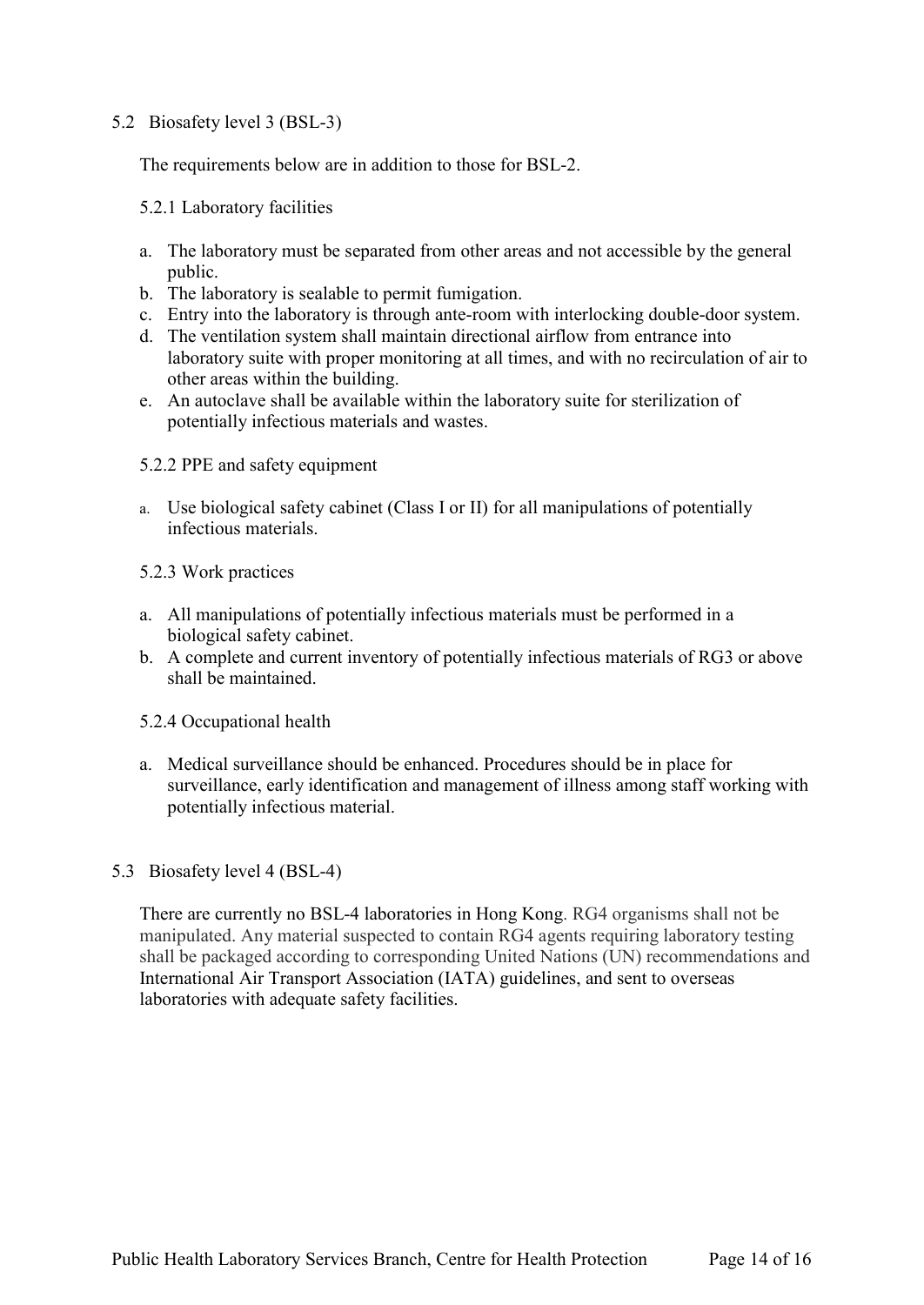## 5.2 Biosafety level 3 (BSL-3)

The requirements below are in addition to those for BSL-2.

### 5.2.1 Laboratory facilities

a. The laboratory must be separated from other areas and not accessible by the general public.
b. The laboratory is sealable to permit fumigation.
c. Entry into the laboratory is through ante-room with interlocking double-door system.
d. The ventilation system shall maintain directional airflow from entrance into laboratory suite with proper monitoring at all times, and with no recirculation of air to other areas within the building.
e. An autoclave shall be available within the laboratory suite for sterilization of potentially infectious materials and wastes.

### 5.2.2 PPE and safety equipment

a. Use biological safety cabinet (Class I or II) for all manipulations of potentially infectious materials.

### 5.2.3 Work practices

a. All manipulations of potentially infectious materials must be performed in a biological safety cabinet.
b. A complete and current inventory of potentially infectious materials of RG3 or above shall be maintained.

### 5.2.4 Occupational health

a. Medical surveillance should be enhanced. Procedures should be in place for surveillance, early identification and management of illness among staff working with potentially infectious material.

## 5.3 Biosafety level 4 (BSL-4)

There are currently no BSL-4 laboratories in Hong Kong. RG4 organisms shall not be manipulated. Any material suspected to contain RG4 agents requiring laboratory testing shall be packaged according to corresponding United Nations (UN) recommendations and International Air Transport Association (IATA) guidelines, and sent to overseas laboratories with adequate safety facilities.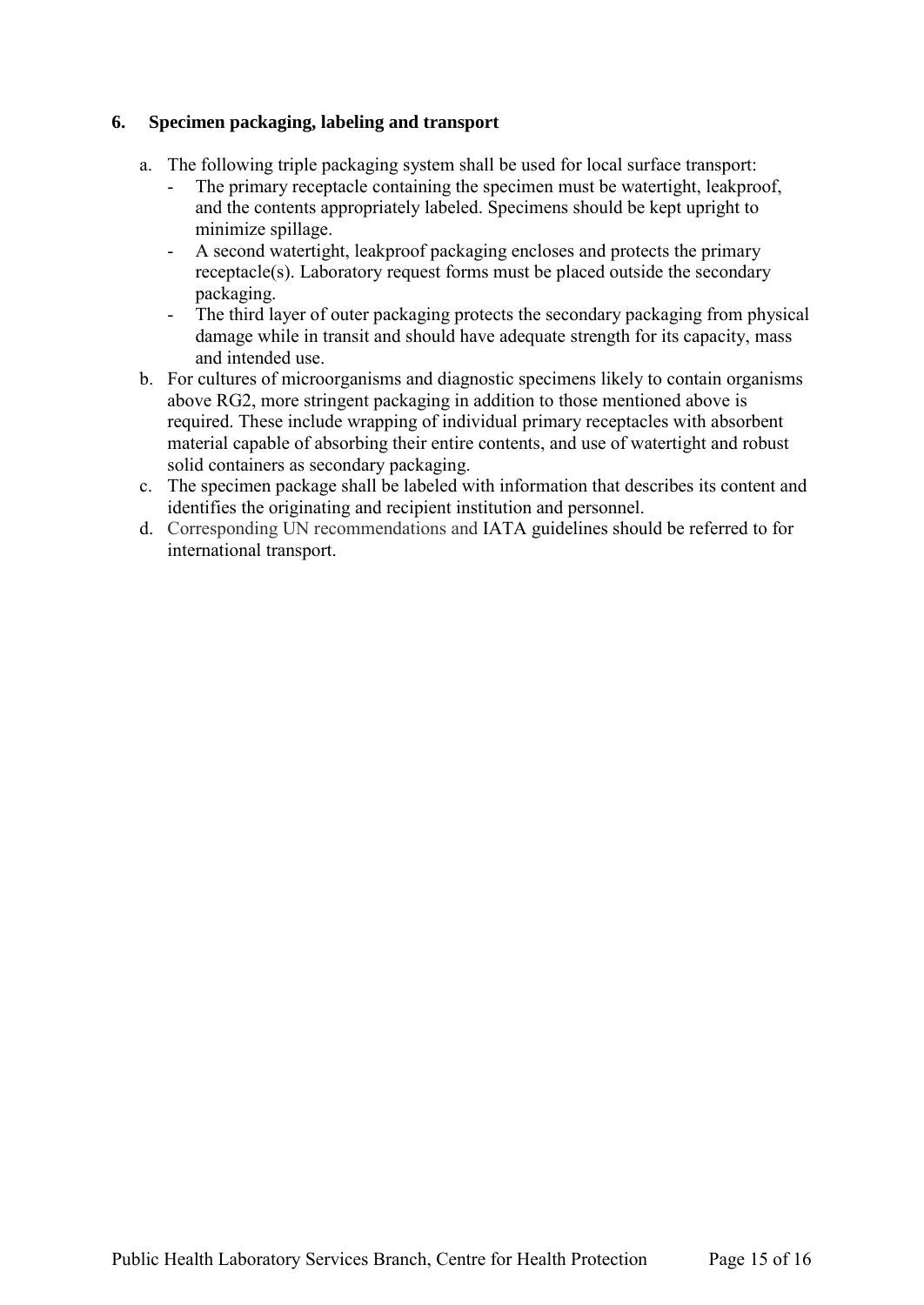## 6. Specimen packaging, labeling and transport

a. The following triple packaging system shall be used for local surface transport:
   - The primary receptacle containing the specimen must be watertight, leakproof, and the contents appropriately labeled. Specimens should be kept upright to minimize spillage.
   - A second watertight, leakproof packaging encloses and protects the primary receptacle(s). Laboratory request forms must be placed outside the secondary packaging.
   - The third layer of outer packaging protects the secondary packaging from physical damage while in transit and should have adequate strength for its capacity, mass and intended use.

b. For cultures of microorganisms and diagnostic specimens likely to contain organisms above RG2, more stringent packaging in addition to those mentioned above is required. These include wrapping of individual primary receptacles with absorbent material capable of absorbing their entire contents, and use of watertight and robust solid containers as secondary packaging.

c. The specimen package shall be labeled with information that describes its content and identifies the originating and recipient institution and personnel.

d. Corresponding UN recommendations and IATA guidelines should be referred to for international transport.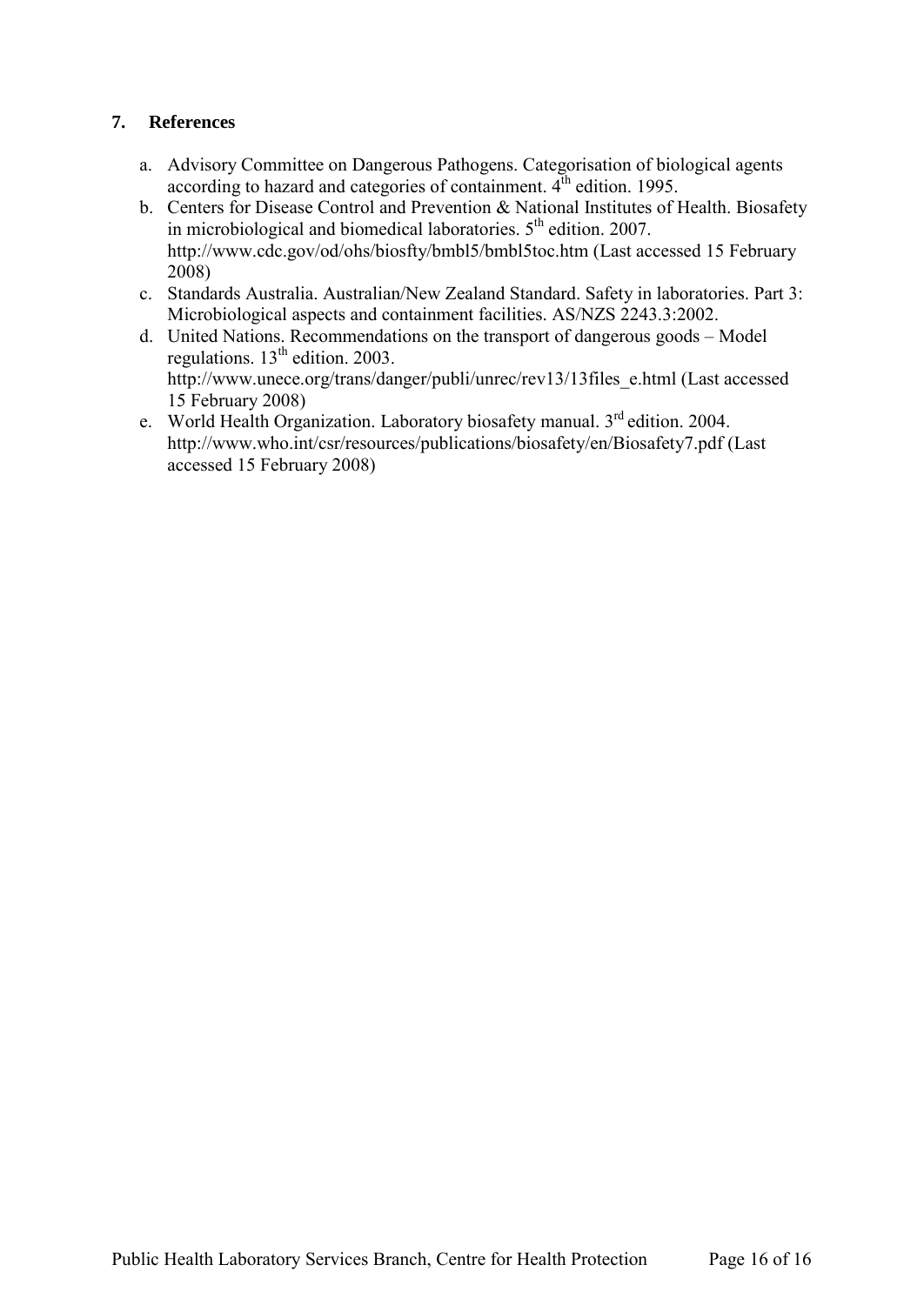## 7. References

a. Advisory Committee on Dangerous Pathogens. Categorisation of biological agents according to hazard and categories of containment. 4th edition. 1995.
b. Centers for Disease Control and Prevention & National Institutes of Health. Biosafety in microbiological and biomedical laboratories. 5th edition. 2007. http://www.cdc.gov/od/ohs/biosfty/bmbl5/bmbl5toc.htm (Last accessed 15 February 2008)
c. Standards Australia. Australian/New Zealand Standard. Safety in laboratories. Part 3: Microbiological aspects and containment facilities. AS/NZS 2243.3:2002.
d. United Nations. Recommendations on the transport of dangerous goods – Model regulations. 13th edition. 2003. http://www.unece.org/trans/danger/publi/unrec/rev13/13files_e.html (Last accessed 15 February 2008)
e. World Health Organization. Laboratory biosafety manual. 3rd edition. 2004. http://www.who.int/csr/resources/publications/biosafety/en/Biosafety7.pdf (Last accessed 15 February 2008)